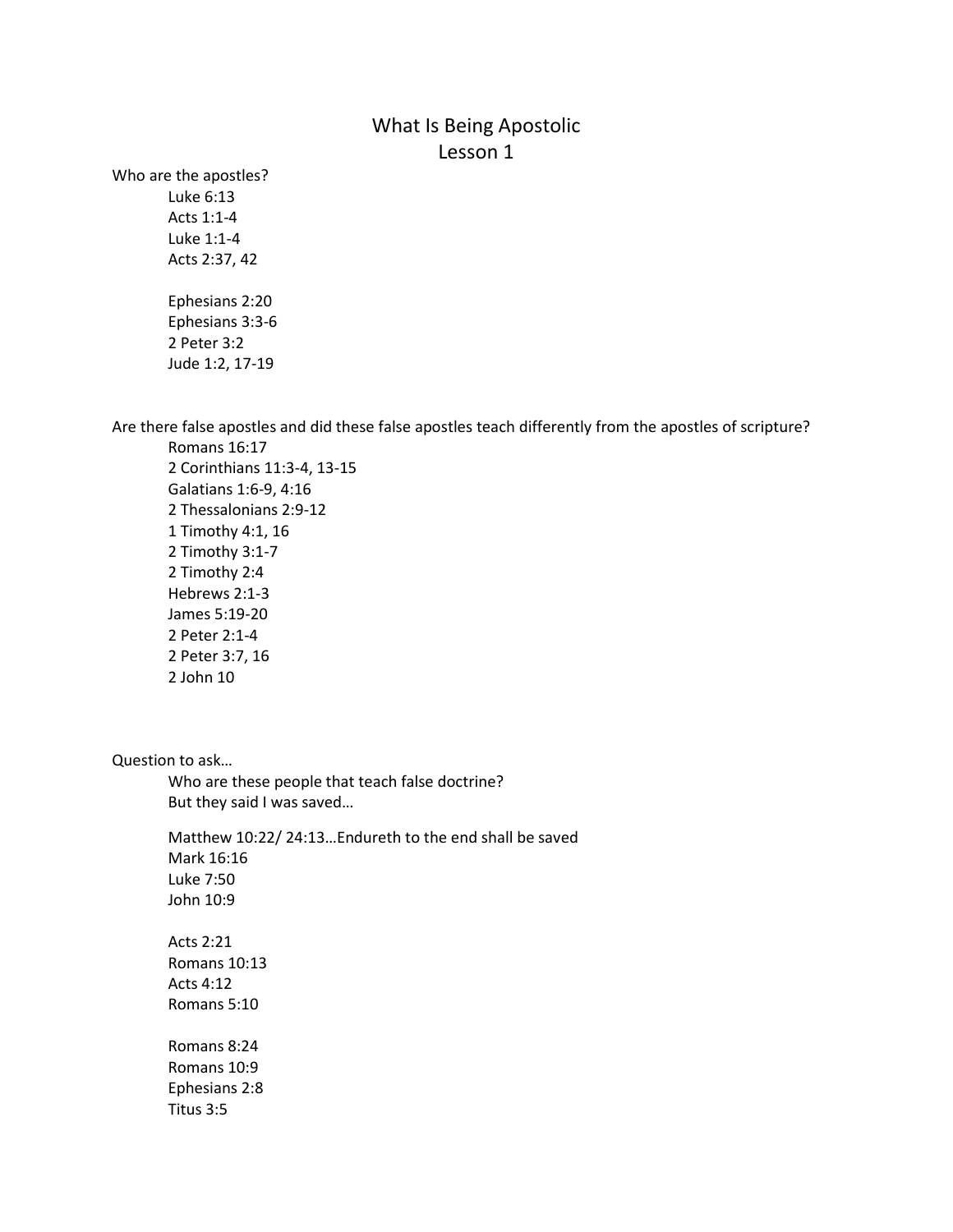# What Is Being Apostolic
## Lesson 1

Who are the apostles?

Luke 6:13
Acts 1:1-4
Luke 1:1-4
Acts 2:37, 42

Ephesians 2:20
Ephesians 3:3-6
2 Peter 3:2
Jude 1:2, 17-19

Are there false apostles and did these false apostles teach differently from the apostles of scripture?

Romans 16:17
2 Corinthians 11:3-4, 13-15
Galatians 1:6-9, 4:16
2 Thessalonians 2:9-12
1 Timothy 4:1, 16
2 Timothy 3:1-7
2 Timothy 2:4
Hebrews 2:1-3
James 5:19-20
2 Peter 2:1-4
2 Peter 3:7, 16
2 John 10

Question to ask…

Who are these people that teach false doctrine?
But they said I was saved…

Matthew 10:22/ 24:13…Endureth to the end shall be saved
Mark 16:16
Luke 7:50
John 10:9

Acts 2:21
Romans 10:13
Acts 4:12
Romans 5:10

Romans 8:24
Romans 10:9
Ephesians 2:8
Titus 3:5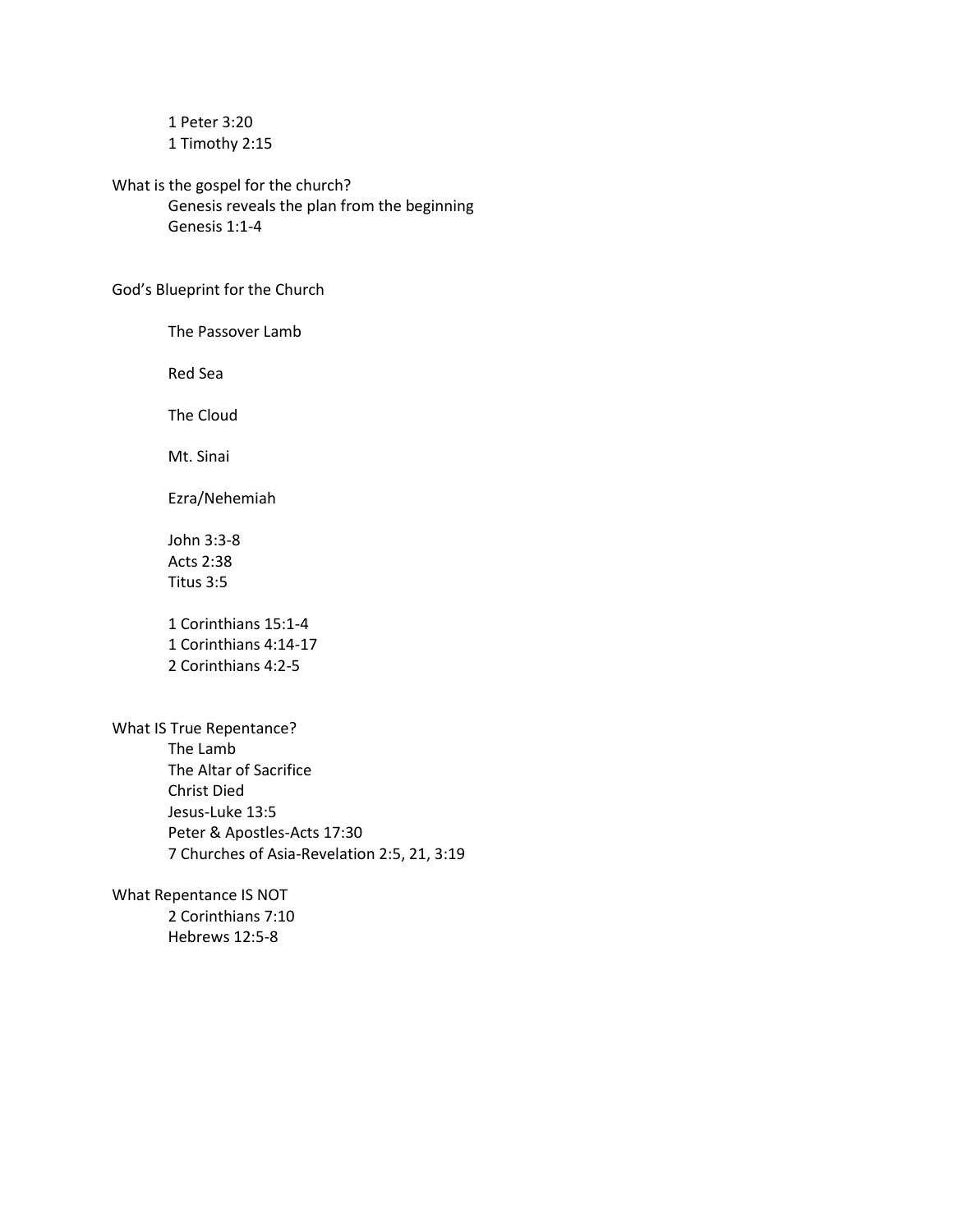1 Peter 3:20
1 Timothy 2:15

What is the gospel for the church?

Genesis reveals the plan from the beginning
Genesis 1:1-4

God's Blueprint for the Church

The Passover Lamb

Red Sea

The Cloud

Mt. Sinai

Ezra/Nehemiah

John 3:3-8
Acts 2:38
Titus 3:5

1 Corinthians 15:1-4
1 Corinthians 4:14-17
2 Corinthians 4:2-5

What IS True Repentance?

The Lamb
The Altar of Sacrifice
Christ Died
Jesus-Luke 13:5
Peter & Apostles-Acts 17:30
7 Churches of Asia-Revelation 2:5, 21, 3:19

What Repentance IS NOT

2 Corinthians 7:10
Hebrews 12:5-8